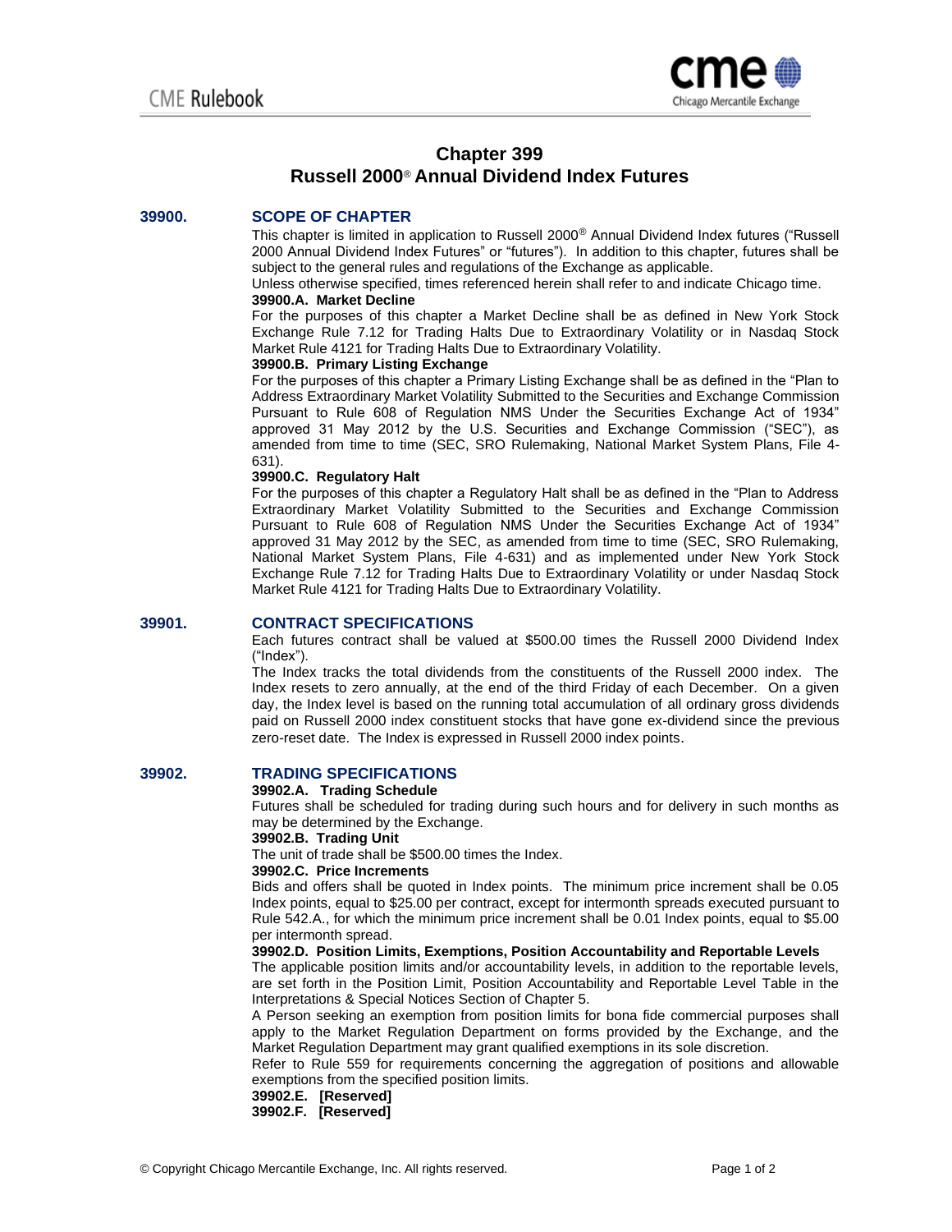# Chapter 399
# Russell 2000® Annual Dividend Index Futures

## 39900. SCOPE OF CHAPTER

This chapter is limited in application to Russell 2000® Annual Dividend Index futures ("Russell 2000 Annual Dividend Index Futures" or "futures"). In addition to this chapter, futures shall be subject to the general rules and regulations of the Exchange as applicable.

Unless otherwise specified, times referenced herein shall refer to and indicate Chicago time.

**39900.A. Market Decline**

For the purposes of this chapter a Market Decline shall be as defined in New York Stock Exchange Rule 7.12 for Trading Halts Due to Extraordinary Volatility or in Nasdaq Stock Market Rule 4121 for Trading Halts Due to Extraordinary Volatility.

**39900.B. Primary Listing Exchange**

For the purposes of this chapter a Primary Listing Exchange shall be as defined in the "Plan to Address Extraordinary Market Volatility Submitted to the Securities and Exchange Commission Pursuant to Rule 608 of Regulation NMS Under the Securities Exchange Act of 1934" approved 31 May 2012 by the U.S. Securities and Exchange Commission ("SEC"), as amended from time to time (SEC, SRO Rulemaking, National Market System Plans, File 4-631).

**39900.C. Regulatory Halt**

For the purposes of this chapter a Regulatory Halt shall be as defined in the "Plan to Address Extraordinary Market Volatility Submitted to the Securities and Exchange Commission Pursuant to Rule 608 of Regulation NMS Under the Securities Exchange Act of 1934" approved 31 May 2012 by the SEC, as amended from time to time (SEC, SRO Rulemaking, National Market System Plans, File 4-631) and as implemented under New York Stock Exchange Rule 7.12 for Trading Halts Due to Extraordinary Volatility or under Nasdaq Stock Market Rule 4121 for Trading Halts Due to Extraordinary Volatility.

## 39901. CONTRACT SPECIFICATIONS

Each futures contract shall be valued at $500.00 times the Russell 2000 Dividend Index ("Index").

The Index tracks the total dividends from the constituents of the Russell 2000 index. The Index resets to zero annually, at the end of the third Friday of each December. On a given day, the Index level is based on the running total accumulation of all ordinary gross dividends paid on Russell 2000 index constituent stocks that have gone ex-dividend since the previous zero-reset date. The Index is expressed in Russell 2000 index points.

## 39902. TRADING SPECIFICATIONS

**39902.A. Trading Schedule**

Futures shall be scheduled for trading during such hours and for delivery in such months as may be determined by the Exchange.

**39902.B. Trading Unit**

The unit of trade shall be $500.00 times the Index.

**39902.C. Price Increments**

Bids and offers shall be quoted in Index points. The minimum price increment shall be 0.05 Index points, equal to $25.00 per contract, except for intermonth spreads executed pursuant to Rule 542.A., for which the minimum price increment shall be 0.01 Index points, equal to $5.00 per intermonth spread.

**39902.D. Position Limits, Exemptions, Position Accountability and Reportable Levels**

The applicable position limits and/or accountability levels, in addition to the reportable levels, are set forth in the Position Limit, Position Accountability and Reportable Level Table in the Interpretations & Special Notices Section of Chapter 5.

A Person seeking an exemption from position limits for bona fide commercial purposes shall apply to the Market Regulation Department on forms provided by the Exchange, and the Market Regulation Department may grant qualified exemptions in its sole discretion.

Refer to Rule 559 for requirements concerning the aggregation of positions and allowable exemptions from the specified position limits.

**39902.E. [Reserved]**

**39902.F. [Reserved]**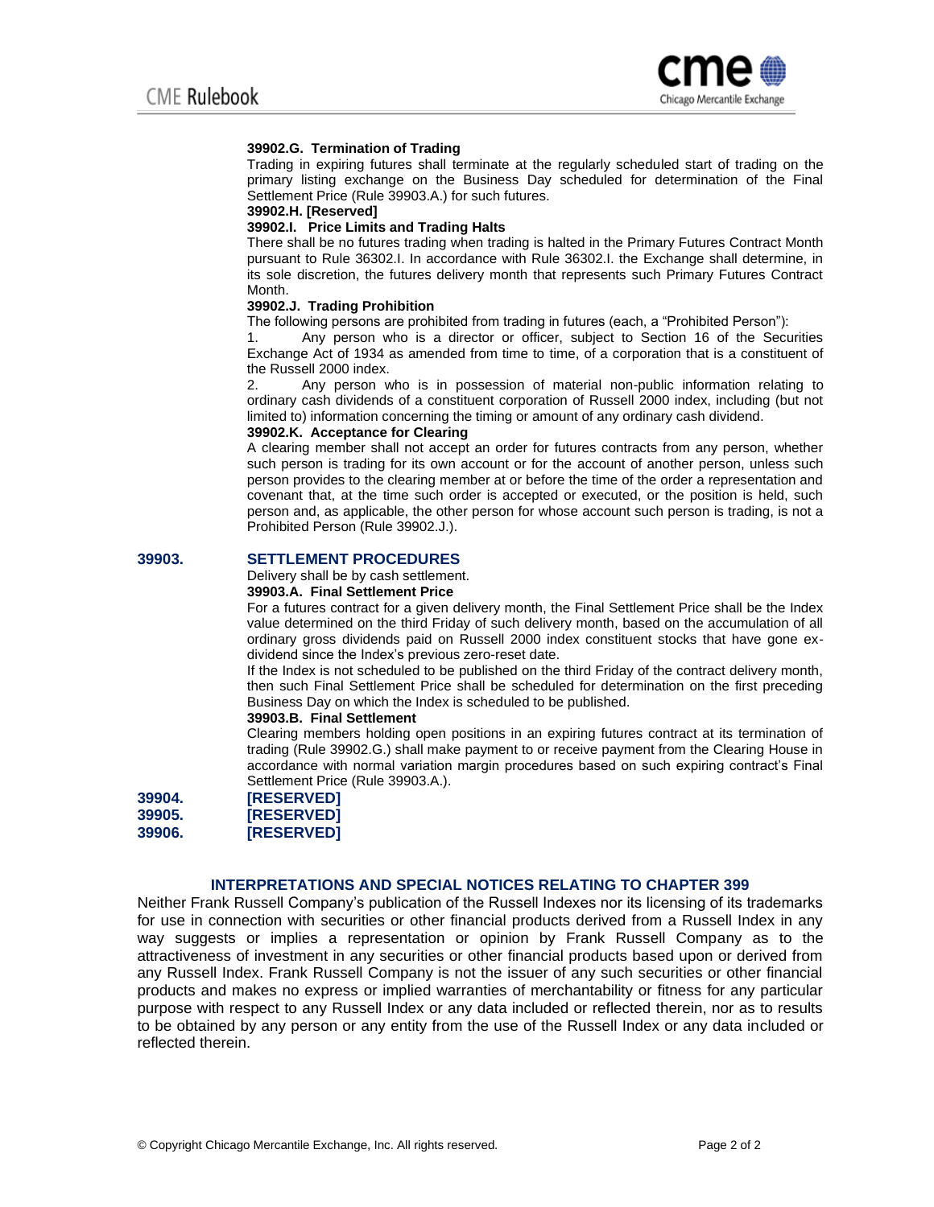**39902.G. Termination of Trading**

Trading in expiring futures shall terminate at the regularly scheduled start of trading on the primary listing exchange on the Business Day scheduled for determination of the Final Settlement Price (Rule 39903.A.) for such futures.

**39902.H. [Reserved]**

**39902.I. Price Limits and Trading Halts**

There shall be no futures trading when trading is halted in the Primary Futures Contract Month pursuant to Rule 36302.I. In accordance with Rule 36302.I. the Exchange shall determine, in its sole discretion, the futures delivery month that represents such Primary Futures Contract Month.

**39902.J. Trading Prohibition**

The following persons are prohibited from trading in futures (each, a "Prohibited Person"):

1. Any person who is a director or officer, subject to Section 16 of the Securities Exchange Act of 1934 as amended from time to time, of a corporation that is a constituent of the Russell 2000 index.

2. Any person who is in possession of material non-public information relating to ordinary cash dividends of a constituent corporation of Russell 2000 index, including (but not limited to) information concerning the timing or amount of any ordinary cash dividend.

**39902.K. Acceptance for Clearing**

A clearing member shall not accept an order for futures contracts from any person, whether such person is trading for its own account or for the account of another person, unless such person provides to the clearing member at or before the time of the order a representation and covenant that, at the time such order is accepted or executed, or the position is held, such person and, as applicable, the other person for whose account such person is trading, is not a Prohibited Person (Rule 39902.J.).

## 39903. SETTLEMENT PROCEDURES

Delivery shall be by cash settlement.

**39903.A. Final Settlement Price**

For a futures contract for a given delivery month, the Final Settlement Price shall be the Index value determined on the third Friday of such delivery month, based on the accumulation of all ordinary gross dividends paid on Russell 2000 index constituent stocks that have gone ex-dividend since the Index's previous zero-reset date.

If the Index is not scheduled to be published on the third Friday of the contract delivery month, then such Final Settlement Price shall be scheduled for determination on the first preceding Business Day on which the Index is scheduled to be published.

**39903.B. Final Settlement**

Clearing members holding open positions in an expiring futures contract at its termination of trading (Rule 39902.G.) shall make payment to or receive payment from the Clearing House in accordance with normal variation margin procedures based on such expiring contract's Final Settlement Price (Rule 39903.A.).

## 39904. [RESERVED]

## 39905. [RESERVED]

## 39906. [RESERVED]

## INTERPRETATIONS AND SPECIAL NOTICES RELATING TO CHAPTER 399

Neither Frank Russell Company's publication of the Russell Indexes nor its licensing of its trademarks for use in connection with securities or other financial products derived from a Russell Index in any way suggests or implies a representation or opinion by Frank Russell Company as to the attractiveness of investment in any securities or other financial products based upon or derived from any Russell Index. Frank Russell Company is not the issuer of any such securities or other financial products and makes no express or implied warranties of merchantability or fitness for any particular purpose with respect to any Russell Index or any data included or reflected therein, nor as to results to be obtained by any person or any entity from the use of the Russell Index or any data included or reflected therein.